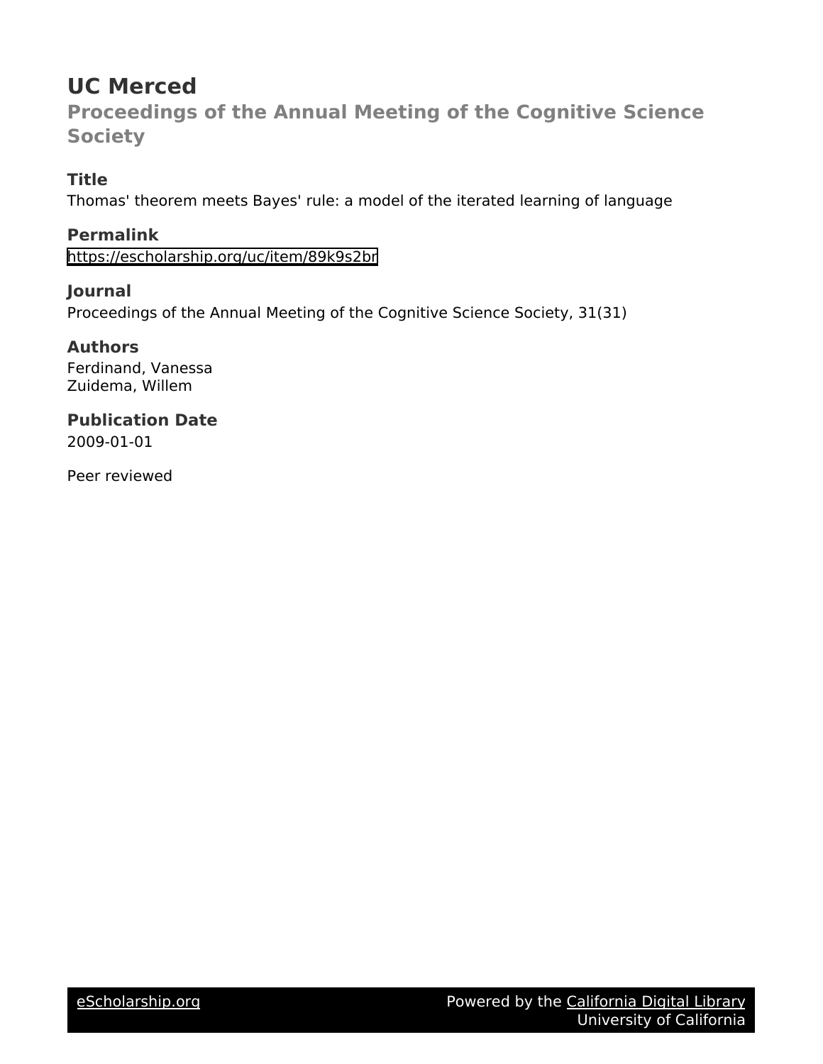# UC Merced

## Proceedings of the Annual Meeting of the Cognitive Science Society

### Title

Thomas' theorem meets Bayes' rule: a model of the iterated learning of language

### Permalink

https://escholarship.org/uc/item/89k9s2br

### Journal

Proceedings of the Annual Meeting of the Cognitive Science Society, 31(31)

### Authors

Ferdinand, Vanessa
Zuidema, Willem

### Publication Date

2009-01-01

Peer reviewed

eScholarship.org Powered by the California Digital Library University of California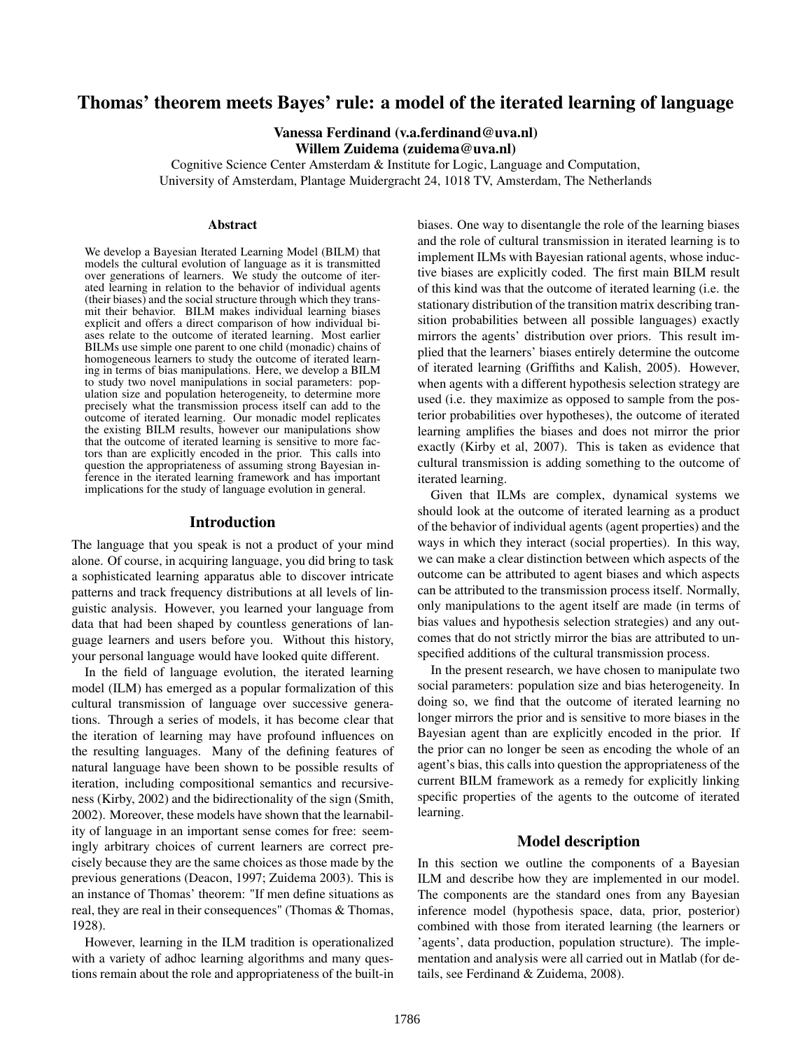# Thomas' theorem meets Bayes' rule: a model of the iterated learning of language

**Vanessa Ferdinand (v.a.ferdinand@uva.nl)**
**Willem Zuidema (zuidema@uva.nl)**

Cognitive Science Center Amsterdam & Institute for Logic, Language and Computation,
University of Amsterdam, Plantage Muidergracht 24, 1018 TV, Amsterdam, The Netherlands

## Abstract

We develop a Bayesian Iterated Learning Model (BILM) that models the cultural evolution of language as it is transmitted over generations of learners. We study the outcome of iterated learning in relation to the behavior of individual agents (their biases) and the social structure through which they transmit their behavior. BILM makes individual learning biases explicit and offers a direct comparison of how individual biases relate to the outcome of iterated learning. Most earlier BILMs use simple one parent to one child (monadic) chains of homogeneous learners to study the outcome of iterated learning in terms of bias manipulations. Here, we develop a BILM to study two novel manipulations in social parameters: population size and population heterogeneity, to determine more precisely what the transmission process itself can add to the outcome of iterated learning. Our monadic model replicates the existing BILM results, however our manipulations show that the outcome of iterated learning is sensitive to more factors than are explicitly encoded in the prior. This calls into question the appropriateness of assuming strong Bayesian inference in the iterated learning framework and has important implications for the study of language evolution in general.

## Introduction

The language that you speak is not a product of your mind alone. Of course, in acquiring language, you did bring to task a sophisticated learning apparatus able to discover intricate patterns and track frequency distributions at all levels of linguistic analysis. However, you learned your language from data that had been shaped by countless generations of language learners and users before you. Without this history, your personal language would have looked quite different.

In the field of language evolution, the iterated learning model (ILM) has emerged as a popular formalization of this cultural transmission of language over successive generations. Through a series of models, it has become clear that the iteration of learning may have profound influences on the resulting languages. Many of the defining features of natural language have been shown to be possible results of iteration, including compositional semantics and recursiveness (Kirby, 2002) and the bidirectionality of the sign (Smith, 2002). Moreover, these models have shown that the learnability of language in an important sense comes for free: seemingly arbitrary choices of current learners are correct precisely because they are the same choices as those made by the previous generations (Deacon, 1997; Zuidema 2003). This is an instance of Thomas' theorem: "If men define situations as real, they are real in their consequences" (Thomas & Thomas, 1928).

However, learning in the ILM tradition is operationalized with a variety of adhoc learning algorithms and many questions remain about the role and appropriateness of the built-in biases. One way to disentangle the role of the learning biases and the role of cultural transmission in iterated learning is to implement ILMs with Bayesian rational agents, whose inductive biases are explicitly coded. The first main BILM result of this kind was that the outcome of iterated learning (i.e. the stationary distribution of the transition matrix describing transition probabilities between all possible languages) exactly mirrors the agents' distribution over priors. This result implied that the learners' biases entirely determine the outcome of iterated learning (Griffiths and Kalish, 2005). However, when agents with a different hypothesis selection strategy are used (i.e. they maximize as opposed to sample from the posterior probabilities over hypotheses), the outcome of iterated learning amplifies the biases and does not mirror the prior exactly (Kirby et al, 2007). This is taken as evidence that cultural transmission is adding something to the outcome of iterated learning.

Given that ILMs are complex, dynamical systems we should look at the outcome of iterated learning as a product of the behavior of individual agents (agent properties) and the ways in which they interact (social properties). In this way, we can make a clear distinction between which aspects of the outcome can be attributed to agent biases and which aspects can be attributed to the transmission process itself. Normally, only manipulations to the agent itself are made (in terms of bias values and hypothesis selection strategies) and any outcomes that do not strictly mirror the bias are attributed to unspecified additions of the cultural transmission process.

In the present research, we have chosen to manipulate two social parameters: population size and bias heterogeneity. In doing so, we find that the outcome of iterated learning no longer mirrors the prior and is sensitive to more biases in the Bayesian agent than are explicitly encoded in the prior. If the prior can no longer be seen as encoding the whole of an agent's bias, this calls into question the appropriateness of the current BILM framework as a remedy for explicitly linking specific properties of the agents to the outcome of iterated learning.

## Model description

In this section we outline the components of a Bayesian ILM and describe how they are implemented in our model. The components are the standard ones from any Bayesian inference model (hypothesis space, data, prior, posterior) combined with those from iterated learning (the learners or 'agents', data production, population structure). The implementation and analysis were all carried out in Matlab (for details, see Ferdinand & Zuidema, 2008).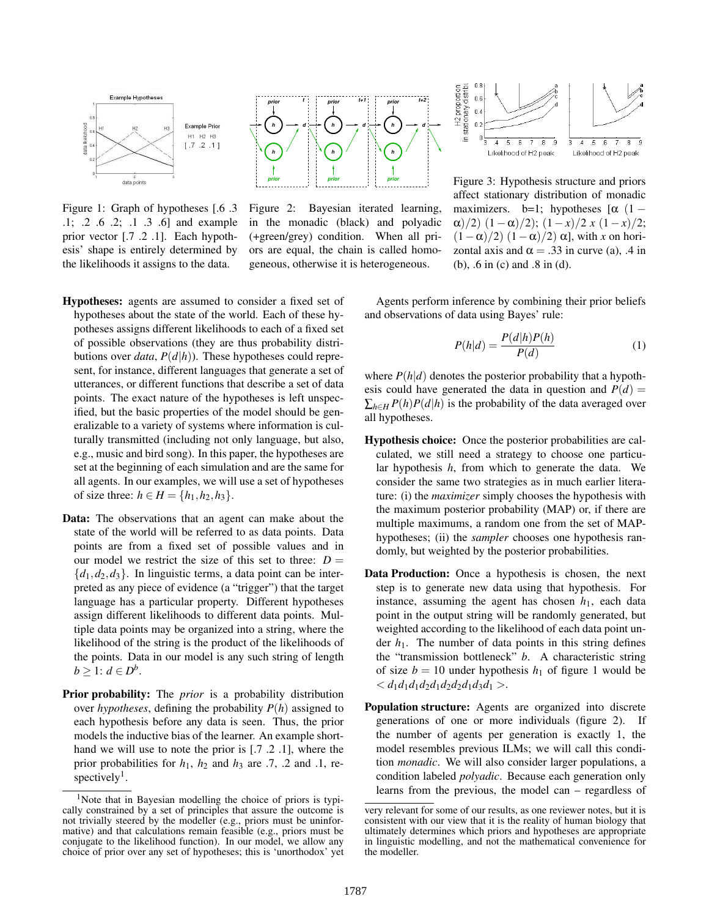Figure 1: Graph of hypotheses [.6 .3 .1; .2 .6 .2; .1 .3 .6] and example prior vector [.7 .2 .1]. Each hypothesis' shape is entirely determined by the likelihoods it assigns to the data.

Figure 2: Bayesian iterated learning, in the monadic (black) and polyadic (+green/grey) condition. When all priors are equal, the chain is called homogeneous, otherwise it is heterogeneous.

Figure 3: Hypothesis structure and priors affect stationary distribution of monadic maximizers. b=1; hypotheses [$\alpha$ $(1-\alpha)/2$ $(1-\alpha)/2$; $(1-x)/2$ $x$ $(1-x)/2$; $(1-\alpha)/2$ $(1-\alpha)/2$ $\alpha$], with $x$ on horizontal axis and $\alpha = .33$ in curve (a), .4 in (b), .6 in (c) and .8 in (d).

**Hypotheses:** agents are assumed to consider a fixed set of hypotheses about the state of the world. Each of these hypotheses assigns different likelihoods to each of a fixed set of possible observations (they are thus probability distributions over *data*, $P(d|h)$). These hypotheses could represent, for instance, different languages that generate a set of utterances, or different functions that describe a set of data points. The exact nature of the hypotheses is left unspecified, but the basic properties of the model should be generalizable to a variety of systems where information is culturally transmitted (including not only language, but also, e.g., music and bird song). In this paper, the hypotheses are set at the beginning of each simulation and are the same for all agents. In our examples, we will use a set of hypotheses of size three: $h \in H = \{h_1, h_2, h_3\}$.

**Data:** The observations that an agent can make about the state of the world will be referred to as data points. Data points are from a fixed set of possible values and in our model we restrict the size of this set to three: $D = \{d_1, d_2, d_3\}$. In linguistic terms, a data point can be interpreted as any piece of evidence (a "trigger") that the target language has a particular property. Different hypotheses assign different likelihoods to different data points. Multiple data points may be organized into a string, where the likelihood of the string is the product of the likelihoods of the points. Data in our model is any such string of length $b \geq 1$: $d \in D^b$.

**Prior probability:** The *prior* is a probability distribution over *hypotheses*, defining the probability $P(h)$ assigned to each hypothesis before any data is seen. Thus, the prior models the inductive bias of the learner. An example shorthand we will use to note the prior is [.7 .2 .1], where the prior probabilities for $h_1$, $h_2$ and $h_3$ are .7, .2 and .1, respectively[1].

Agents perform inference by combining their prior beliefs and observations of data using Bayes' rule:

$$P(h|d) = \frac{P(d|h)P(h)}{P(d)} \tag{1}$$

where $P(h|d)$ denotes the posterior probability that a hypothesis could have generated the data in question and $P(d) = \sum_{h \in H} P(h)P(d|h)$ is the probability of the data averaged over all hypotheses.

**Hypothesis choice:** Once the posterior probabilities are calculated, we still need a strategy to choose one particular hypothesis $h$, from which to generate the data. We consider the same two strategies as in much earlier literature: (i) the *maximizer* simply chooses the hypothesis with the maximum posterior probability (MAP) or, if there are multiple maximums, a random one from the set of MAP-hypotheses; (ii) the *sampler* chooses one hypothesis randomly, but weighted by the posterior probabilities.

**Data Production:** Once a hypothesis is chosen, the next step is to generate new data using that hypothesis. For instance, assuming the agent has chosen $h_1$, each data point in the output string will be randomly generated, but weighted according to the likelihood of each data point under $h_1$. The number of data points in this string defines the "transmission bottleneck" $b$. A characteristic string of size $b = 10$ under hypothesis $h_1$ of figure 1 would be $< d_1 d_1 d_1 d_2 d_1 d_2 d_2 d_1 d_3 d_1 >$.

**Population structure:** Agents are organized into discrete generations of one or more individuals (figure 2). If the number of agents per generation is exactly 1, the model resembles previous ILMs; we will call this condition *monadic*. We will also consider larger populations, a condition labeled *polyadic*. Because each generation only learns from the previous, the model can – regardless of

[1] Note that in Bayesian modelling the choice of priors is typically constrained by a set of principles that assure the outcome is not trivially steered by the modeller (e.g., priors must be uninformative) and that calculations remain feasible (e.g., priors must be conjugate to the likelihood function). In our model, we allow any choice of prior over any set of hypotheses; this is 'unorthodox' yet very relevant for some of our results, as one reviewer notes, but it is consistent with our view that it is the reality of human biology that ultimately determines which priors and hypotheses are appropriate in linguistic modelling, and not the mathematical convenience for the modeller.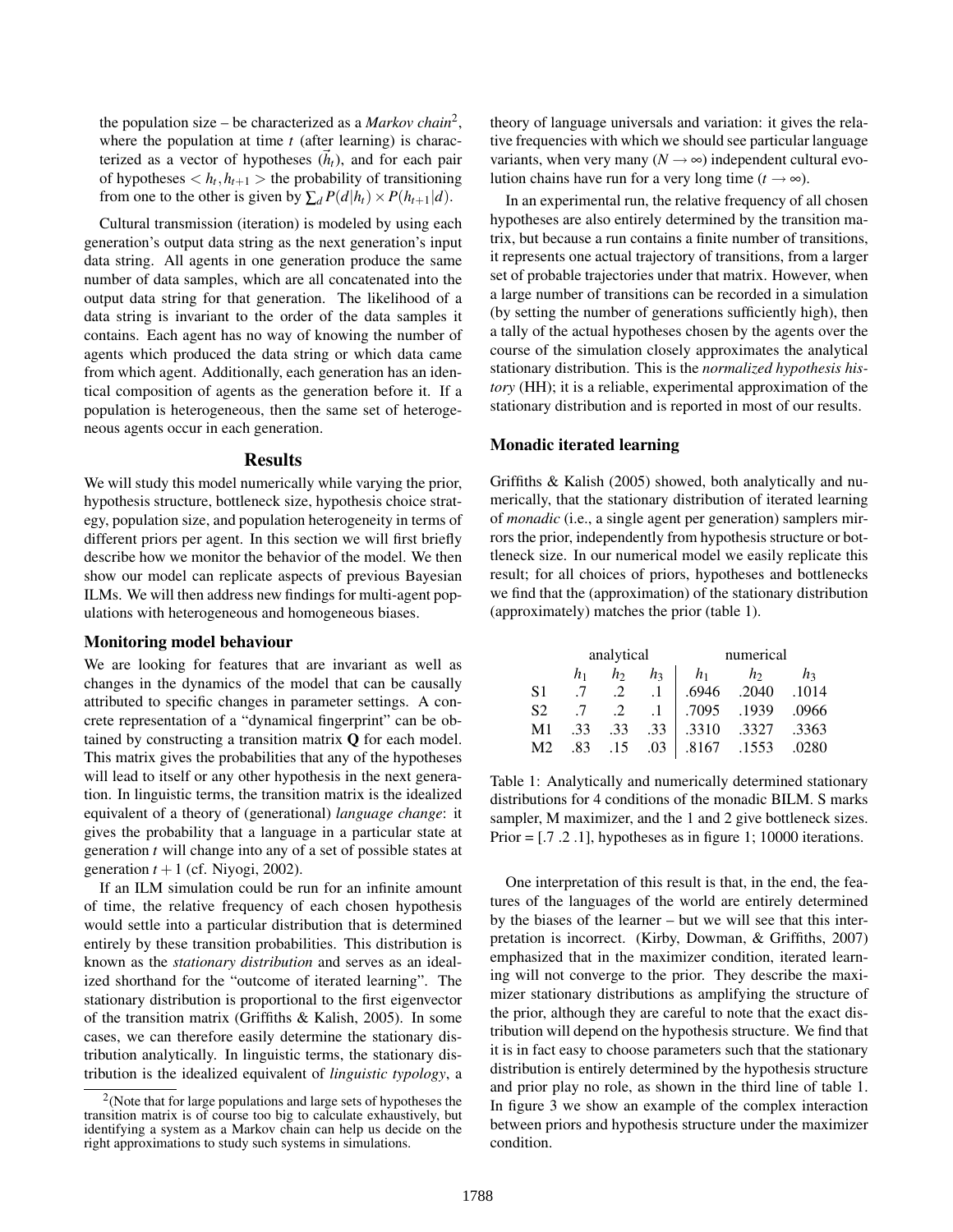the population size – be characterized as a *Markov chain*[2], where the population at time $t$ (after learning) is characterized as a vector of hypotheses ($\vec{h}_t$), and for each pair of hypotheses $< h_t, h_{t+1} >$ the probability of transitioning from one to the other is given by $\sum_d P(d|h_t) \times P(h_{t+1}|d)$.

Cultural transmission (iteration) is modeled by using each generation's output data string as the next generation's input data string. All agents in one generation produce the same number of data samples, which are all concatenated into the output data string for that generation. The likelihood of a data string is invariant to the order of the data samples it contains. Each agent has no way of knowing the number of agents which produced the data string or which data came from which agent. Additionally, each generation has an identical composition of agents as the generation before it. If a population is heterogeneous, then the same set of heterogeneous agents occur in each generation.

## Results

We will study this model numerically while varying the prior, hypothesis structure, bottleneck size, hypothesis choice strategy, population size, and population heterogeneity in terms of different priors per agent. In this section we will first briefly describe how we monitor the behavior of the model. We then show our model can replicate aspects of previous Bayesian ILMs. We will then address new findings for multi-agent populations with heterogeneous and homogeneous biases.

### Monitoring model behaviour

We are looking for features that are invariant as well as changes in the dynamics of the model that can be causally attributed to specific changes in parameter settings. A concrete representation of a "dynamical fingerprint" can be obtained by constructing a transition matrix **Q** for each model. This matrix gives the probabilities that any of the hypotheses will lead to itself or any other hypothesis in the next generation. In linguistic terms, the transition matrix is the idealized equivalent of a theory of (generational) *language change*: it gives the probability that a language in a particular state at generation $t$ will change into any of a set of possible states at generation $t+1$ (cf. Niyogi, 2002).

If an ILM simulation could be run for an infinite amount of time, the relative frequency of each chosen hypothesis would settle into a particular distribution that is determined entirely by these transition probabilities. This distribution is known as the *stationary distribution* and serves as an idealized shorthand for the "outcome of iterated learning". The stationary distribution is proportional to the first eigenvector of the transition matrix (Griffiths & Kalish, 2005). In some cases, we can therefore easily determine the stationary distribution analytically. In linguistic terms, the stationary distribution is the idealized equivalent of *linguistic typology*, a theory of language universals and variation: it gives the relative frequencies with which we should see particular language variants, when very many ($N \to \infty$) independent cultural evolution chains have run for a very long time ($t \to \infty$).

In an experimental run, the relative frequency of all chosen hypotheses are also entirely determined by the transition matrix, but because a run contains a finite number of transitions, it represents one actual trajectory of transitions, from a larger set of probable trajectories under that matrix. However, when a large number of transitions can be recorded in a simulation (by setting the number of generations sufficiently high), then a tally of the actual hypotheses chosen by the agents over the course of the simulation closely approximates the analytical stationary distribution. This is the *normalized hypothesis history* (HH); it is a reliable, experimental approximation of the stationary distribution and is reported in most of our results.

[2](Note that for large populations and large sets of hypotheses the transition matrix is of course too big to calculate exhaustively, but identifying a system as a Markov chain can help us decide on the right approximations to study such systems in simulations.

### Monadic iterated learning

Griffiths & Kalish (2005) showed, both analytically and numerically, that the stationary distribution of iterated learning of *monadic* (i.e., a single agent per generation) samplers mirrors the prior, independently from hypothesis structure or bottleneck size. In our numerical model we easily replicate this result; for all choices of priors, hypotheses and bottlenecks we find that the (approximation) of the stationary distribution (approximately) matches the prior (table 1).

| | analytical | | | numerical | | |
|---|---|---|---|---|---|---|
| | $h_1$ | $h_2$ | $h_3$ | $h_1$ | $h_2$ | $h_3$ |
| S1 | .7 | .2 | .1 | .6946 | .2040 | .1014 |
| S2 | .7 | .2 | .1 | .7095 | .1939 | .0966 |
| M1 | .33 | .33 | .33 | .3310 | .3327 | .3363 |
| M2 | .83 | .15 | .03 | .8167 | .1553 | .0280 |

Table 1: Analytically and numerically determined stationary distributions for 4 conditions of the monadic BILM. S marks sampler, M maximizer, and the 1 and 2 give bottleneck sizes. Prior = [.7 .2 .1], hypotheses as in figure 1; 10000 iterations.

One interpretation of this result is that, in the end, the features of the languages of the world are entirely determined by the biases of the learner – but we will see that this interpretation is incorrect. (Kirby, Dowman, & Griffiths, 2007) emphasized that in the maximizer condition, iterated learning will not converge to the prior. They describe the maximizer stationary distributions as amplifying the structure of the prior, although they are careful to note that the exact distribution will depend on the hypothesis structure. We find that it is in fact easy to choose parameters such that the stationary distribution is entirely determined by the hypothesis structure and prior play no role, as shown in the third line of table 1. In figure 3 we show an example of the complex interaction between priors and hypothesis structure under the maximizer condition.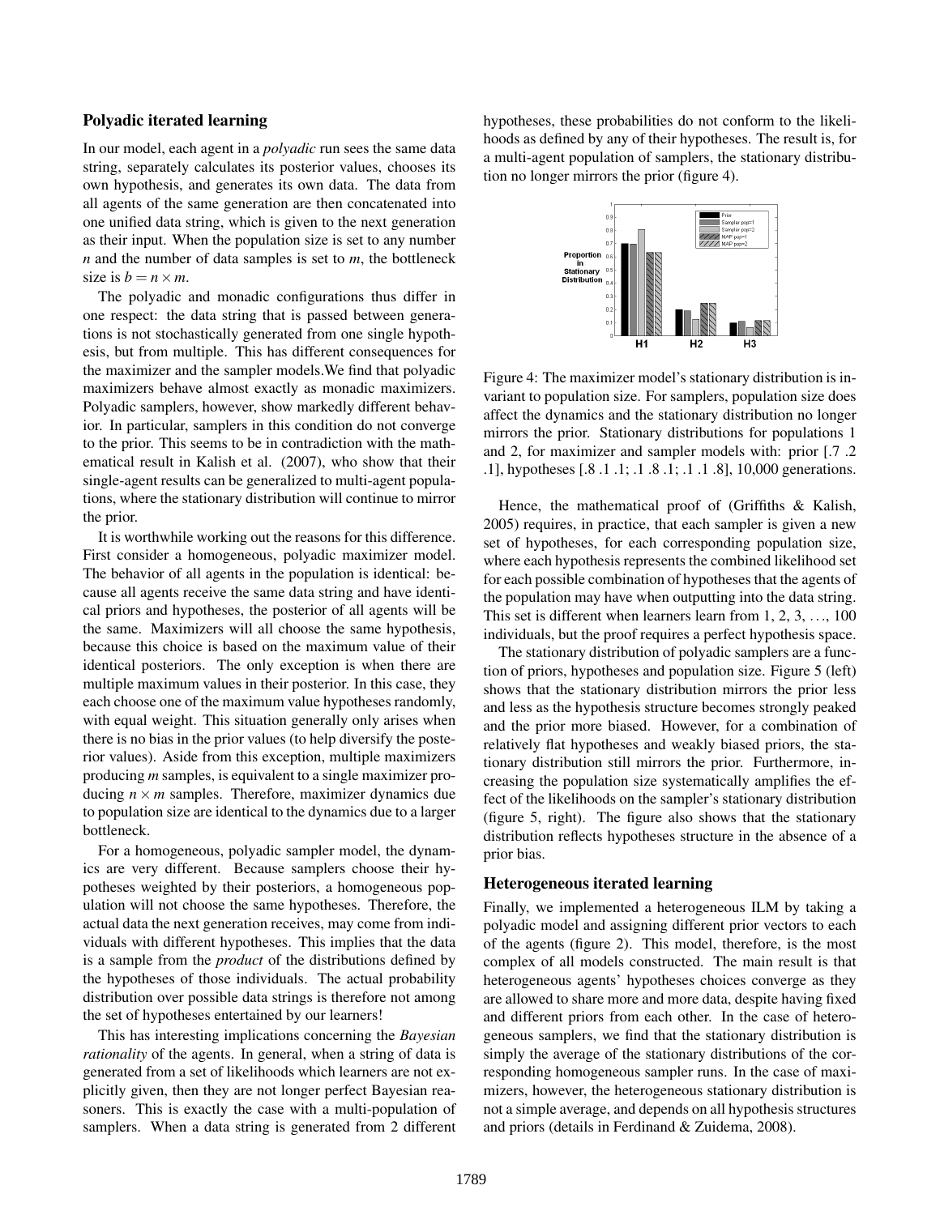## Polyadic iterated learning

In our model, each agent in a *polyadic* run sees the same data string, separately calculates its posterior values, chooses its own hypothesis, and generates its own data. The data from all agents of the same generation are then concatenated into one unified data string, which is given to the next generation as their input. When the population size is set to any number $n$ and the number of data samples is set to $m$, the bottleneck size is $b = n \times m$.

The polyadic and monadic configurations thus differ in one respect: the data string that is passed between generations is not stochastically generated from one single hypothesis, but from multiple. This has different consequences for the maximizer and the sampler models.We find that polyadic maximizers behave almost exactly as monadic maximizers. Polyadic samplers, however, show markedly different behavior. In particular, samplers in this condition do not converge to the prior. This seems to be in contradiction with the mathematical result in Kalish et al. (2007), who show that their single-agent results can be generalized to multi-agent populations, where the stationary distribution will continue to mirror the prior.

It is worthwhile working out the reasons for this difference. First consider a homogeneous, polyadic maximizer model. The behavior of all agents in the population is identical: because all agents receive the same data string and have identical priors and hypotheses, the posterior of all agents will be the same. Maximizers will all choose the same hypothesis, because this choice is based on the maximum value of their identical posteriors. The only exception is when there are multiple maximum values in their posterior. In this case, they each choose one of the maximum value hypotheses randomly, with equal weight. This situation generally only arises when there is no bias in the prior values (to help diversify the posterior values). Aside from this exception, multiple maximizers producing $m$ samples, is equivalent to a single maximizer producing $n \times m$ samples. Therefore, maximizer dynamics due to population size are identical to the dynamics due to a larger bottleneck.

For a homogeneous, polyadic sampler model, the dynamics are very different. Because samplers choose their hypotheses weighted by their posteriors, a homogeneous population will not choose the same hypotheses. Therefore, the actual data the next generation receives, may come from individuals with different hypotheses. This implies that the data is a sample from the *product* of the distributions defined by the hypotheses of those individuals. The actual probability distribution over possible data strings is therefore not among the set of hypotheses entertained by our learners!

This has interesting implications concerning the *Bayesian rationality* of the agents. In general, when a string of data is generated from a set of likelihoods which learners are not explicitly given, then they are not longer perfect Bayesian reasoners. This is exactly the case with a multi-population of samplers. When a data string is generated from 2 different hypotheses, these probabilities do not conform to the likelihoods as defined by any of their hypotheses. The result is, for a multi-agent population of samplers, the stationary distribution no longer mirrors the prior (figure 4).

Figure 4: The maximizer model's stationary distribution is invariant to population size. For samplers, population size does affect the dynamics and the stationary distribution no longer mirrors the prior. Stationary distributions for populations 1 and 2, for maximizer and sampler models with: prior [.7 .2 .1], hypotheses [.8 .1 .1; .1 .8 .1; .1 .1 .8], 10,000 generations.

Hence, the mathematical proof of (Griffiths & Kalish, 2005) requires, in practice, that each sampler is given a new set of hypotheses, for each corresponding population size, where each hypothesis represents the combined likelihood set for each possible combination of hypotheses that the agents of the population may have when outputting into the data string. This set is different when learners learn from 1, 2, 3, …, 100 individuals, but the proof requires a perfect hypothesis space.

The stationary distribution of polyadic samplers are a function of priors, hypotheses and population size. Figure 5 (left) shows that the stationary distribution mirrors the prior less and less as the hypothesis structure becomes strongly peaked and the prior more biased. However, for a combination of relatively flat hypotheses and weakly biased priors, the stationary distribution still mirrors the prior. Furthermore, increasing the population size systematically amplifies the effect of the likelihoods on the sampler's stationary distribution (figure 5, right). The figure also shows that the stationary distribution reflects hypotheses structure in the absence of a prior bias.

## Heterogeneous iterated learning

Finally, we implemented a heterogeneous ILM by taking a polyadic model and assigning different prior vectors to each of the agents (figure 2). This model, therefore, is the most complex of all models constructed. The main result is that heterogeneous agents' hypotheses choices converge as they are allowed to share more and more data, despite having fixed and different priors from each other. In the case of heterogeneous samplers, we find that the stationary distribution is simply the average of the stationary distributions of the corresponding homogeneous sampler runs. In the case of maximizers, however, the heterogeneous stationary distribution is not a simple average, and depends on all hypothesis structures and priors (details in Ferdinand & Zuidema, 2008).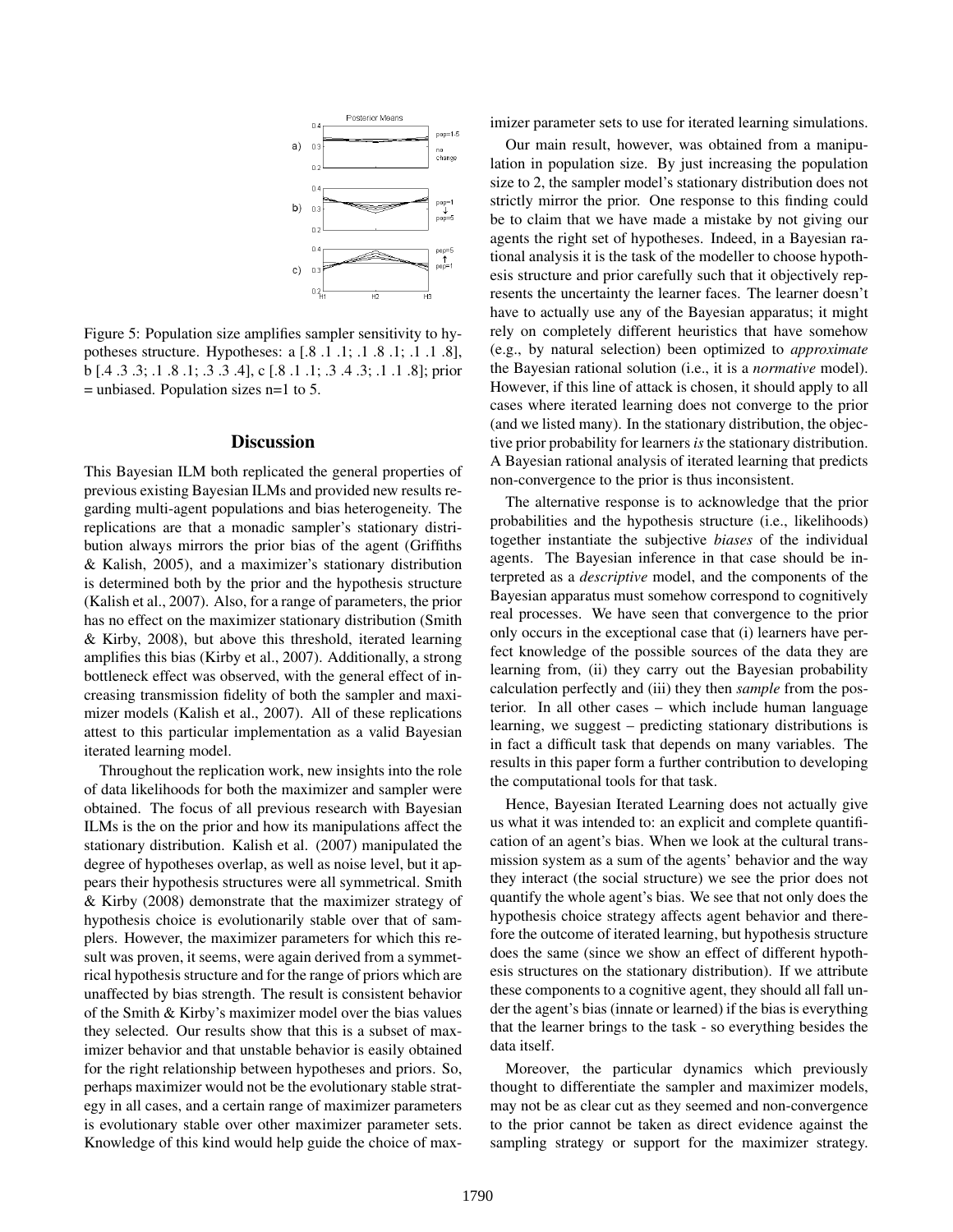Figure 5: Population size amplifies sampler sensitivity to hypotheses structure. Hypotheses: a [.8 .1 .1; .1 .8 .1; .1 .1 .8], b [.4 .3 .3; .1 .8 .1; .3 .3 .4], c [.8 .1 .1; .3 .4 .3; .1 .1 .8]; prior = unbiased. Population sizes n=1 to 5.

## Discussion

This Bayesian ILM both replicated the general properties of previous existing Bayesian ILMs and provided new results regarding multi-agent populations and bias heterogeneity. The replications are that a monadic sampler's stationary distribution always mirrors the prior bias of the agent (Griffiths & Kalish, 2005), and a maximizer's stationary distribution is determined both by the prior and the hypothesis structure (Kalish et al., 2007). Also, for a range of parameters, the prior has no effect on the maximizer stationary distribution (Smith & Kirby, 2008), but above this threshold, iterated learning amplifies this bias (Kirby et al., 2007). Additionally, a strong bottleneck effect was observed, with the general effect of increasing transmission fidelity of both the sampler and maximizer models (Kalish et al., 2007). All of these replications attest to this particular implementation as a valid Bayesian iterated learning model.

Throughout the replication work, new insights into the role of data likelihoods for both the maximizer and sampler were obtained. The focus of all previous research with Bayesian ILMs is the on the prior and how its manipulations affect the stationary distribution. Kalish et al. (2007) manipulated the degree of hypotheses overlap, as well as noise level, but it appears their hypothesis structures were all symmetrical. Smith & Kirby (2008) demonstrate that the maximizer strategy of hypothesis choice is evolutionarily stable over that of samplers. However, the maximizer parameters for which this result was proven, it seems, were again derived from a symmetrical hypothesis structure and for the range of priors which are unaffected by bias strength. The result is consistent behavior of the Smith & Kirby's maximizer model over the bias values they selected. Our results show that this is a subset of maximizer behavior and that unstable behavior is easily obtained for the right relationship between hypotheses and priors. So, perhaps maximizer would not be the evolutionary stable strategy in all cases, and a certain range of maximizer parameters is evolutionary stable over other maximizer parameter sets. Knowledge of this kind would help guide the choice of maximizer parameter sets to use for iterated learning simulations.

Our main result, however, was obtained from a manipulation in population size. By just increasing the population size to 2, the sampler model's stationary distribution does not strictly mirror the prior. One response to this finding could be to claim that we have made a mistake by not giving our agents the right set of hypotheses. Indeed, in a Bayesian rational analysis it is the task of the modeller to choose hypothesis structure and prior carefully such that it objectively represents the uncertainty the learner faces. The learner doesn't have to actually use any of the Bayesian apparatus; it might rely on completely different heuristics that have somehow (e.g., by natural selection) been optimized to *approximate* the Bayesian rational solution (i.e., it is a *normative* model). However, if this line of attack is chosen, it should apply to all cases where iterated learning does not converge to the prior (and we listed many). In the stationary distribution, the objective prior probability for learners *is* the stationary distribution. A Bayesian rational analysis of iterated learning that predicts non-convergence to the prior is thus inconsistent.

The alternative response is to acknowledge that the prior probabilities and the hypothesis structure (i.e., likelihoods) together instantiate the subjective *biases* of the individual agents. The Bayesian inference in that case should be interpreted as a *descriptive* model, and the components of the Bayesian apparatus must somehow correspond to cognitively real processes. We have seen that convergence to the prior only occurs in the exceptional case that (i) learners have perfect knowledge of the possible sources of the data they are learning from, (ii) they carry out the Bayesian probability calculation perfectly and (iii) they then *sample* from the posterior. In all other cases – which include human language learning, we suggest – predicting stationary distributions is in fact a difficult task that depends on many variables. The results in this paper form a further contribution to developing the computational tools for that task.

Hence, Bayesian Iterated Learning does not actually give us what it was intended to: an explicit and complete quantification of an agent's bias. When we look at the cultural transmission system as a sum of the agents' behavior and the way they interact (the social structure) we see the prior does not quantify the whole agent's bias. We see that not only does the hypothesis choice strategy affects agent behavior and therefore the outcome of iterated learning, but hypothesis structure does the same (since we show an effect of different hypothesis structures on the stationary distribution). If we attribute these components to a cognitive agent, they should all fall under the agent's bias (innate or learned) if the bias is everything that the learner brings to the task - so everything besides the data itself.

Moreover, the particular dynamics which previously thought to differentiate the sampler and maximizer models, may not be as clear cut as they seemed and non-convergence to the prior cannot be taken as direct evidence against the sampling strategy or support for the maximizer strategy.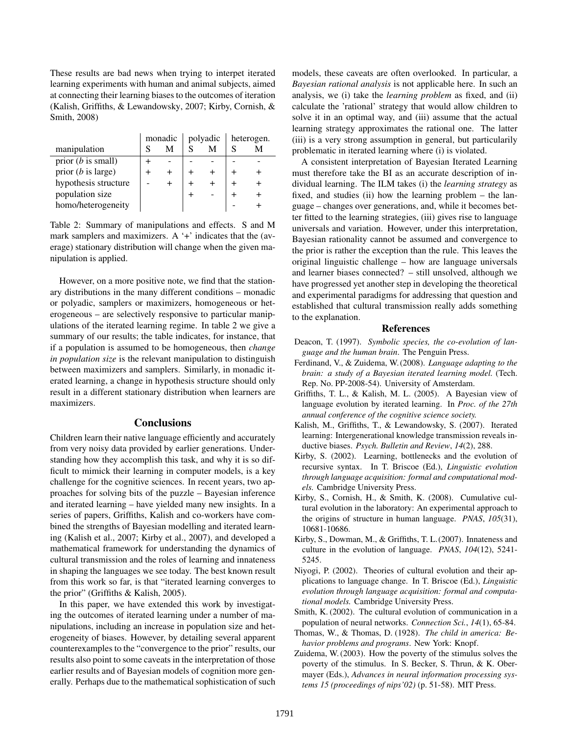These results are bad news when trying to interpet iterated learning experiments with human and animal subjects, aimed at connecting their learning biases to the outcomes of iteration (Kalish, Griffiths, & Lewandowsky, 2007; Kirby, Cornish, & Smith, 2008)

| | monadic | | polyadic | | heterogen. | |
|---|---|---|---|---|---|---|
| manipulation | S | M | S | M | S | M |
| prior ($b$ is small) | + | - | - | - | - | - |
| prior ($b$ is large) | + | + | + | + | + | + |
| hypothesis structure | - | + | + | + | + | + |
| population size | | | + | - | + | + |
| homo/heterogeneity | | | | | - | + |

Table 2: Summary of manipulations and effects. S and M mark samplers and maximizers. A '+' indicates that the (average) stationary distribution will change when the given manipulation is applied.

However, on a more positive note, we find that the stationary distributions in the many different conditions – monadic or polyadic, samplers or maximizers, homogeneous or heterogeneous – are selectively responsive to particular manipulations of the iterated learning regime. In table 2 we give a summary of our results; the table indicates, for instance, that if a population is assumed to be homogeneous, then *change in population size* is the relevant manipulation to distinguish between maximizers and samplers. Similarly, in monadic iterated learning, a change in hypothesis structure should only result in a different stationary distribution when learners are maximizers.

## Conclusions

Children learn their native language efficiently and accurately from very noisy data provided by earlier generations. Understanding how they accomplish this task, and why it is so difficult to mimick their learning in computer models, is a key challenge for the cognitive sciences. In recent years, two approaches for solving bits of the puzzle – Bayesian inference and iterated learning – have yielded many new insights. In a series of papers, Griffiths, Kalish and co-workers have combined the strengths of Bayesian modelling and iterated learning (Kalish et al., 2007; Kirby et al., 2007), and developed a mathematical framework for understanding the dynamics of cultural transmission and the roles of learning and innateness in shaping the languages we see today. The best known result from this work so far, is that "iterated learning converges to the prior" (Griffiths & Kalish, 2005).

In this paper, we have extended this work by investigating the outcomes of iterated learning under a number of manipulations, including an increase in population size and heterogeneity of biases. However, by detailing several apparent counterexamples to the "convergence to the prior" results, our results also point to some caveats in the interpretation of those earlier results and of Bayesian models of cognition more generally. Perhaps due to the mathematical sophistication of such models, these caveats are often overlooked. In particular, a *Bayesian rational analysis* is not applicable here. In such an analysis, we (i) take the *learning problem* as fixed, and (ii) calculate the 'rational' strategy that would allow children to solve it in an optimal way, and (iii) assume that the actual learning strategy approximates the rational one. The latter (iii) is a very strong assumption in general, but particularly problematic in iterated learning where (i) is violated.

A consistent interpretation of Bayesian Iterated Learning must therefore take the BI as an accurate description of individual learning. The ILM takes (i) the *learning strategy* as fixed, and studies (ii) how the learning problem – the language – changes over generations, and, while it becomes better fitted to the learning strategies, (iii) gives rise to language universals and variation. However, under this interpretation, Bayesian rationality cannot be assumed and convergence to the prior is rather the exception than the rule. This leaves the original linguistic challenge – how are language universals and learner biases connected? – still unsolved, although we have progressed yet another step in developing the theoretical and experimental paradigms for addressing that question and established that cultural transmission really adds something to the explanation.

## References

Deacon, T. (1997). *Symbolic species, the co-evolution of language and the human brain*. The Penguin Press.

Ferdinand, V., & Zuidema, W. (2008). *Language adapting to the brain: a study of a Bayesian iterated learning model.* (Tech. Rep. No. PP-2008-54). University of Amsterdam.

Griffiths, T. L., & Kalish, M. L. (2005). A Bayesian view of language evolution by iterated learning. In *Proc. of the 27th annual conference of the cognitive science society.*

Kalish, M., Griffiths, T., & Lewandowsky, S. (2007). Iterated learning: Intergenerational knowledge transmission reveals inductive biases. *Psych. Bulletin and Review*, *14*(2), 288.

Kirby, S. (2002). Learning, bottlenecks and the evolution of recursive syntax. In T. Briscoe (Ed.), *Linguistic evolution through language acquisition: formal and computational models.* Cambridge University Press.

Kirby, S., Cornish, H., & Smith, K. (2008). Cumulative cultural evolution in the laboratory: An experimental approach to the origins of structure in human language. *PNAS*, *105*(31), 10681-10686.

Kirby, S., Dowman, M., & Griffiths, T. L. (2007). Innateness and culture in the evolution of language. *PNAS*, *104*(12), 5241-5245.

Niyogi, P. (2002). Theories of cultural evolution and their applications to language change. In T. Briscoe (Ed.), *Linguistic evolution through language acquisition: formal and computational models.* Cambridge University Press.

Smith, K. (2002). The cultural evolution of communication in a population of neural networks. *Connection Sci.*, *14*(1), 65-84.

Thomas, W., & Thomas, D. (1928). *The child in america: Behavior problems and programs*. New York: Knopf.

Zuidema, W. (2003). How the poverty of the stimulus solves the poverty of the stimulus. In S. Becker, S. Thrun, & K. Obermayer (Eds.), *Advances in neural information processing systems 15 (proceedings of nips'02)* (p. 51-58). MIT Press.